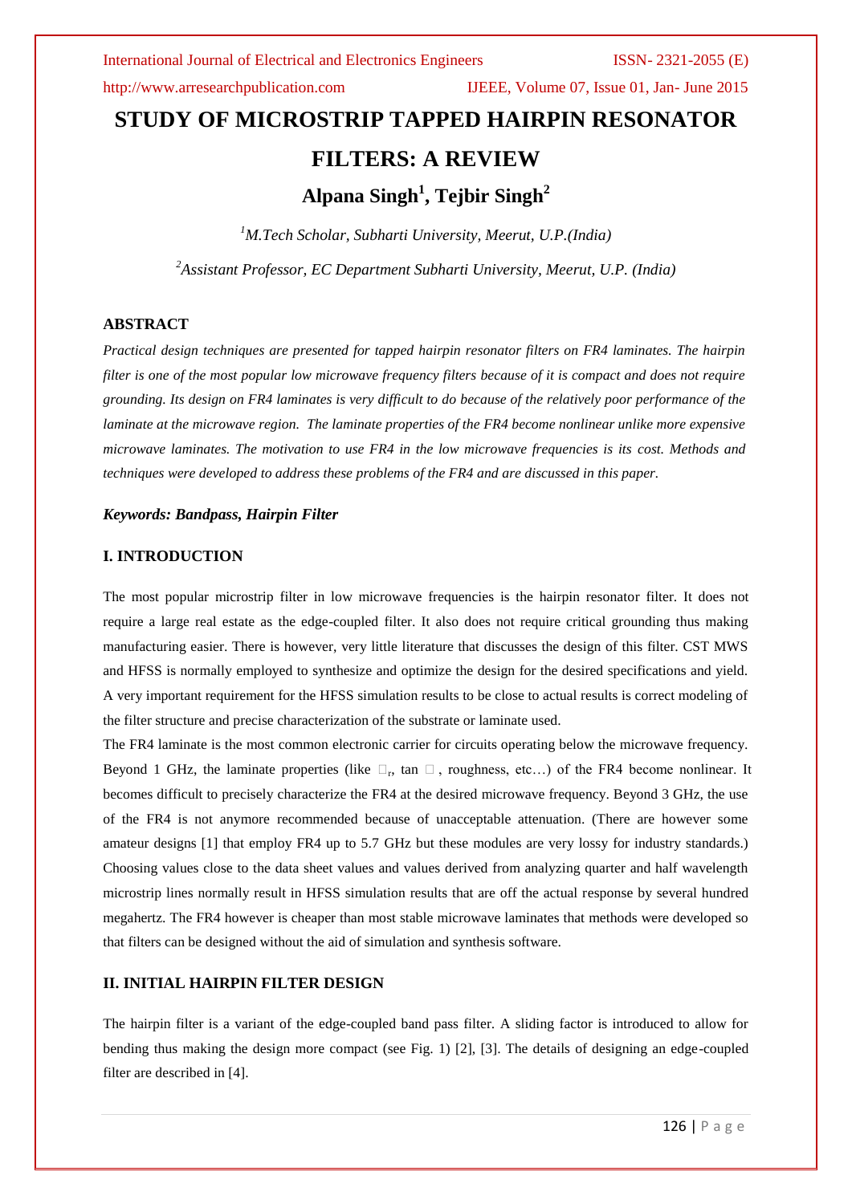# STUDY OF MICROSTRIP TAPPED HAIRPIN RESONATOR FILTERS: A REVIEW

## Alpana Singh[1], Tejbir Singh[2]

*[1]M.Tech Scholar, Subharti University, Meerut, U.P.(India)*

*[2]Assistant Professor, EC Department Subharti University, Meerut, U.P. (India)*

### ABSTRACT

*Practical design techniques are presented for tapped hairpin resonator filters on FR4 laminates. The hairpin filter is one of the most popular low microwave frequency filters because of it is compact and does not require grounding. Its design on FR4 laminates is very difficult to do because of the relatively poor performance of the laminate at the microwave region. The laminate properties of the FR4 become nonlinear unlike more expensive microwave laminates. The motivation to use FR4 in the low microwave frequencies is its cost. Methods and techniques were developed to address these problems of the FR4 and are discussed in this paper.*

***Keywords: Bandpass, Hairpin Filter***

### I. INTRODUCTION

The most popular microstrip filter in low microwave frequencies is the hairpin resonator filter. It does not require a large real estate as the edge-coupled filter. It also does not require critical grounding thus making manufacturing easier. There is however, very little literature that discusses the design of this filter. CST MWS and HFSS is normally employed to synthesize and optimize the design for the desired specifications and yield. A very important requirement for the HFSS simulation results to be close to actual results is correct modeling of the filter structure and precise characterization of the substrate or laminate used.

The FR4 laminate is the most common electronic carrier for circuits operating below the microwave frequency. Beyond 1 GHz, the laminate properties (like $\varepsilon_r$, tan $\delta$, roughness, etc…) of the FR4 become nonlinear. It becomes difficult to precisely characterize the FR4 at the desired microwave frequency. Beyond 3 GHz, the use of the FR4 is not anymore recommended because of unacceptable attenuation. (There are however some amateur designs [1] that employ FR4 up to 5.7 GHz but these modules are very lossy for industry standards.) Choosing values close to the data sheet values and values derived from analyzing quarter and half wavelength microstrip lines normally result in HFSS simulation results that are off the actual response by several hundred megahertz. The FR4 however is cheaper than most stable microwave laminates that methods were developed so that filters can be designed without the aid of simulation and synthesis software.

### II. INITIAL HAIRPIN FILTER DESIGN

The hairpin filter is a variant of the edge-coupled band pass filter. A sliding factor is introduced to allow for bending thus making the design more compact (see Fig. 1) [2], [3]. The details of designing an edge-coupled filter are described in [4].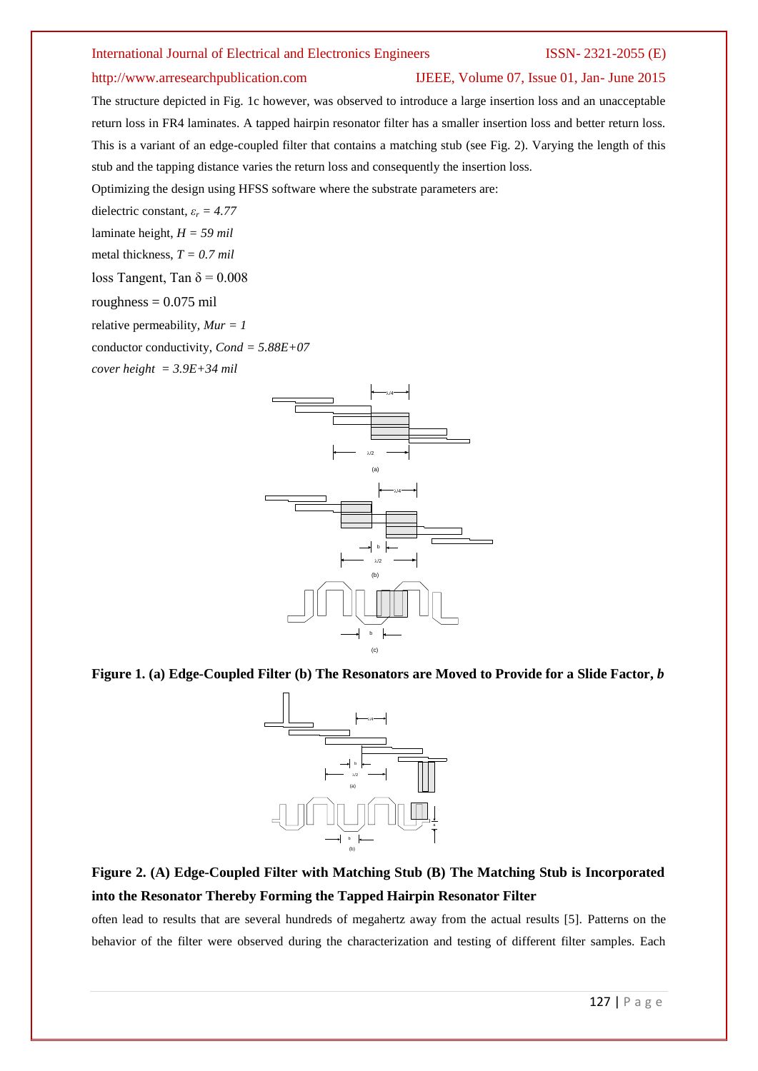The structure depicted in Fig. 1c however, was observed to introduce a large insertion loss and an unacceptable return loss in FR4 laminates. A tapped hairpin resonator filter has a smaller insertion loss and better return loss. This is a variant of an edge-coupled filter that contains a matching stub (see Fig. 2). Varying the length of this stub and the tapping distance varies the return loss and consequently the insertion loss.

Optimizing the design using HFSS software where the substrate parameters are:

dielectric constant, $\varepsilon_r = 4.77$

laminate height, $H = 59$ *mil*

metal thickness, $T = 0.7$ *mil*

loss Tangent, Tan $\delta = 0.008$

roughness = 0.075 mil

relative permeability, *Mur = 1*

conductor conductivity, *Cond = 5.88E+07*

*cover height = 3.9E+34 mil*

**Figure 1. (a) Edge-Coupled Filter (b) The Resonators are Moved to Provide for a Slide Factor, *b***

**Figure 2. (A) Edge-Coupled Filter with Matching Stub (B) The Matching Stub is Incorporated into the Resonator Thereby Forming the Tapped Hairpin Resonator Filter**

often lead to results that are several hundreds of megahertz away from the actual results [5]. Patterns on the behavior of the filter were observed during the characterization and testing of different filter samples. Each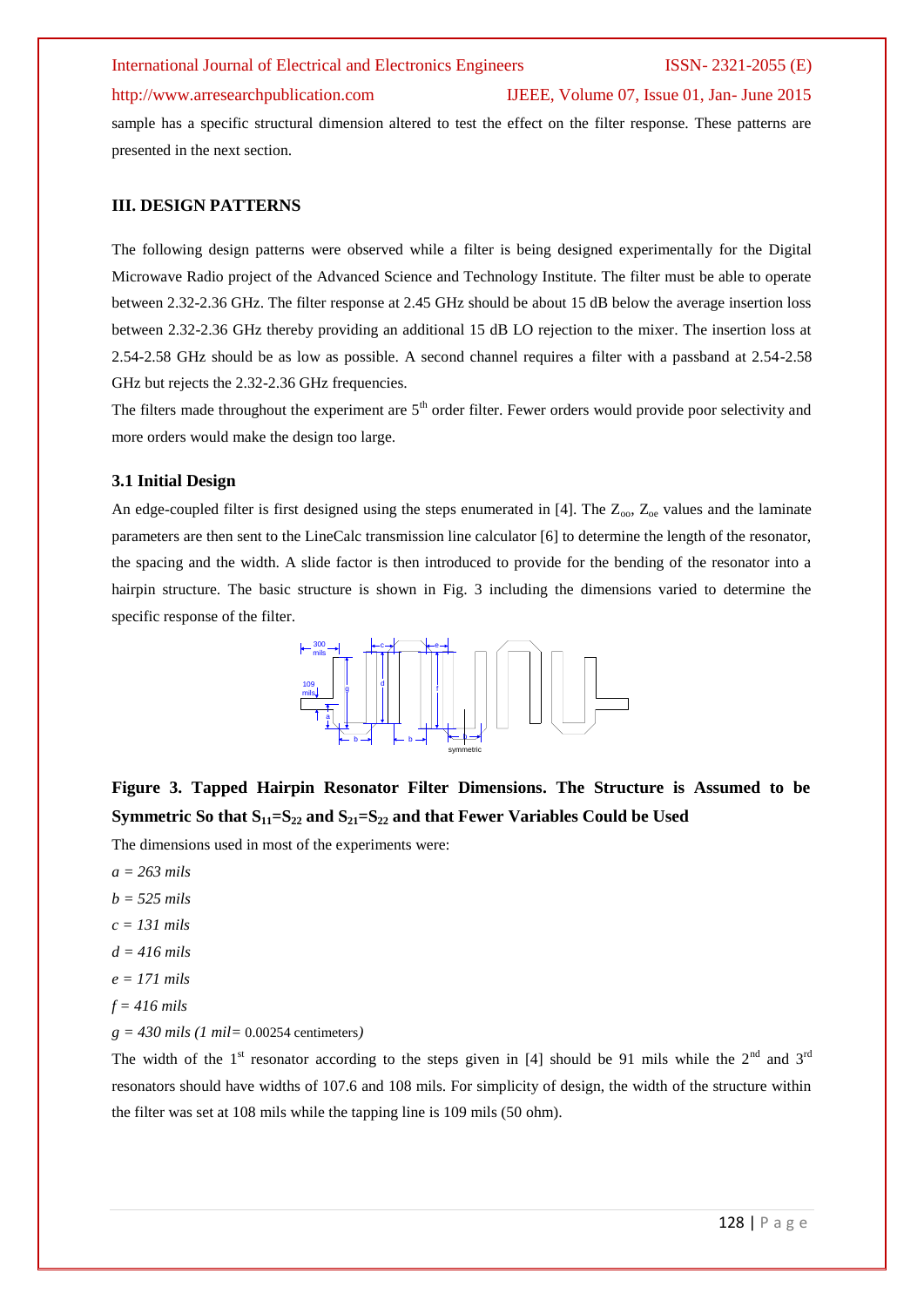sample has a specific structural dimension altered to test the effect on the filter response. These patterns are presented in the next section.

## III. DESIGN PATTERNS

The following design patterns were observed while a filter is being designed experimentally for the Digital Microwave Radio project of the Advanced Science and Technology Institute. The filter must be able to operate between 2.32-2.36 GHz. The filter response at 2.45 GHz should be about 15 dB below the average insertion loss between 2.32-2.36 GHz thereby providing an additional 15 dB LO rejection to the mixer. The insertion loss at 2.54-2.58 GHz should be as low as possible. A second channel requires a filter with a passband at 2.54-2.58 GHz but rejects the 2.32-2.36 GHz frequencies.

The filters made throughout the experiment are $5^{th}$ order filter. Fewer orders would provide poor selectivity and more orders would make the design too large.

### 3.1 Initial Design

An edge-coupled filter is first designed using the steps enumerated in [4]. The $Z_{oo}$, $Z_{oe}$ values and the laminate parameters are then sent to the LineCalc transmission line calculator [6] to determine the length of the resonator, the spacing and the width. A slide factor is then introduced to provide for the bending of the resonator into a hairpin structure. The basic structure is shown in Fig. 3 including the dimensions varied to determine the specific response of the filter.

**Figure 3. Tapped Hairpin Resonator Filter Dimensions. The Structure is Assumed to be Symmetric So that $S_{11}$=$S_{22}$ and $S_{21}$=$S_{22}$ and that Fewer Variables Could be Used**

The dimensions used in most of the experiments were:

*a = 263 mils*

*b = 525 mils*

*c = 131 mils*

*d = 416 mils*

*e = 171 mils*

*f = 416 mils*

*g = 430 mils (1 mil=* 0.00254 centimeters*)*

The width of the $1^{st}$ resonator according to the steps given in [4] should be 91 mils while the $2^{nd}$ and $3^{rd}$ resonators should have widths of 107.6 and 108 mils. For simplicity of design, the width of the structure within the filter was set at 108 mils while the tapping line is 109 mils (50 ohm).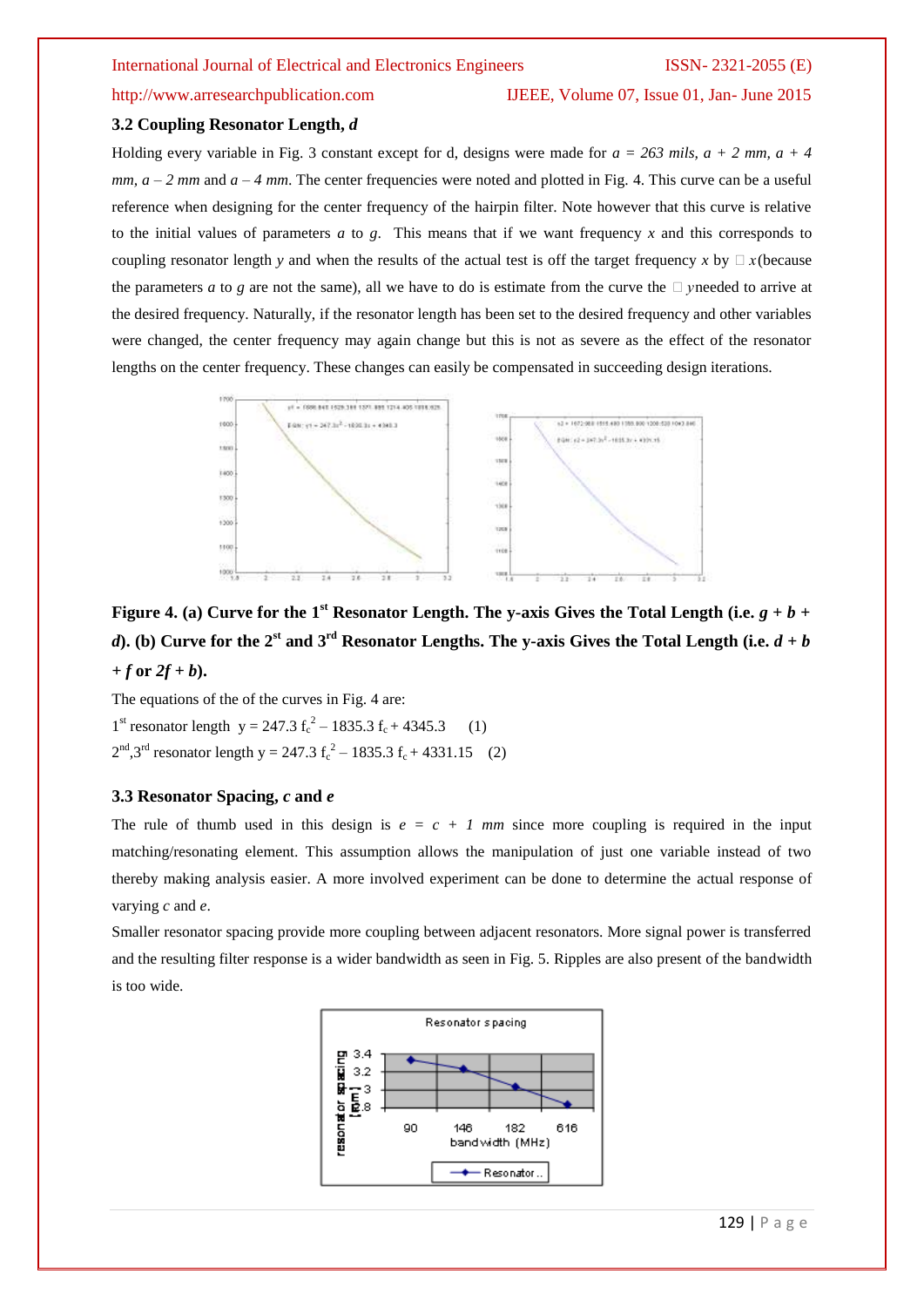### 3.2 Coupling Resonator Length, *d*

Holding every variable in Fig. 3 constant except for d, designs were made for $a = 263$ *mils*, $a + 2$ *mm*, $a + 4$ *mm*, $a - 2$ *mm* and $a - 4$ *mm*. The center frequencies were noted and plotted in Fig. 4. This curve can be a useful reference when designing for the center frequency of the hairpin filter. Note however that this curve is relative to the initial values of parameters *a* to *g*. This means that if we want frequency *x* and this corresponds to coupling resonator length *y* and when the results of the actual test is off the target frequency *x* by $\Delta x$(because the parameters *a* to *g* are not the same), all we have to do is estimate from the curve the $\Delta y$needed to arrive at the desired frequency. Naturally, if the resonator length has been set to the desired frequency and other variables were changed, the center frequency may again change but this is not as severe as the effect of the resonator lengths on the center frequency. These changes can easily be compensated in succeeding design iterations.

**Figure 4. (a) Curve for the 1st Resonator Length. The y-axis Gives the Total Length (i.e. $g + b + d$). (b) Curve for the 2nd and 3rd Resonator Lengths. The y-axis Gives the Total Length (i.e. $d + b + f$ or $2f + b$).**

The equations of the of the curves in Fig. 4 are:

1st resonator length $y = 247.3\, f_c^{\,2} - 1835.3\, f_c + 4345.3$ (1)

2nd,3rd resonator length $y = 247.3\, f_c^{\,2} - 1835.3\, f_c + 4331.15$ (2)

### 3.3 Resonator Spacing, *c* and *e*

The rule of thumb used in this design is $e = c + 1$ *mm* since more coupling is required in the input matching/resonating element. This assumption allows the manipulation of just one variable instead of two thereby making analysis easier. A more involved experiment can be done to determine the actual response of varying *c* and *e*.

Smaller resonator spacing provide more coupling between adjacent resonators. More signal power is transferred and the resulting filter response is a wider bandwidth as seen in Fig. 5. Ripples are also present of the bandwidth is too wide.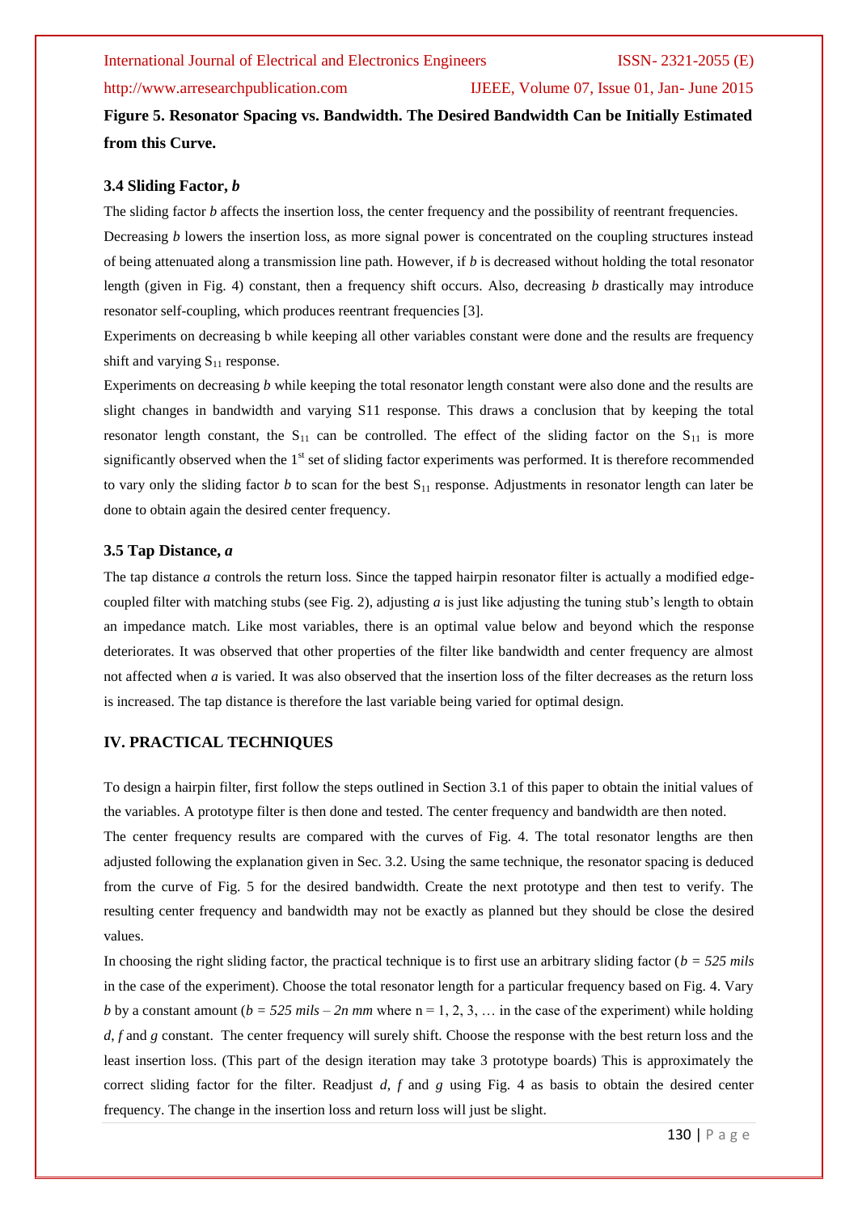**Figure 5. Resonator Spacing vs. Bandwidth. The Desired Bandwidth Can be Initially Estimated from this Curve.**

### 3.4 Sliding Factor, *b*

The sliding factor *b* affects the insertion loss, the center frequency and the possibility of reentrant frequencies. Decreasing *b* lowers the insertion loss, as more signal power is concentrated on the coupling structures instead of being attenuated along a transmission line path. However, if *b* is decreased without holding the total resonator length (given in Fig. 4) constant, then a frequency shift occurs. Also, decreasing *b* drastically may introduce resonator self-coupling, which produces reentrant frequencies [3].

Experiments on decreasing b while keeping all other variables constant were done and the results are frequency shift and varying $S_{11}$ response.

Experiments on decreasing *b* while keeping the total resonator length constant were also done and the results are slight changes in bandwidth and varying S11 response. This draws a conclusion that by keeping the total resonator length constant, the $S_{11}$ can be controlled. The effect of the sliding factor on the $S_{11}$ is more significantly observed when the 1st set of sliding factor experiments was performed. It is therefore recommended to vary only the sliding factor *b* to scan for the best $S_{11}$ response. Adjustments in resonator length can later be done to obtain again the desired center frequency.

### 3.5 Tap Distance, *a*

The tap distance *a* controls the return loss. Since the tapped hairpin resonator filter is actually a modified edge-coupled filter with matching stubs (see Fig. 2), adjusting *a* is just like adjusting the tuning stub's length to obtain an impedance match. Like most variables, there is an optimal value below and beyond which the response deteriorates. It was observed that other properties of the filter like bandwidth and center frequency are almost not affected when *a* is varied. It was also observed that the insertion loss of the filter decreases as the return loss is increased. The tap distance is therefore the last variable being varied for optimal design.

## IV. PRACTICAL TECHNIQUES

To design a hairpin filter, first follow the steps outlined in Section 3.1 of this paper to obtain the initial values of the variables. A prototype filter is then done and tested. The center frequency and bandwidth are then noted.

The center frequency results are compared with the curves of Fig. 4. The total resonator lengths are then adjusted following the explanation given in Sec. 3.2. Using the same technique, the resonator spacing is deduced from the curve of Fig. 5 for the desired bandwidth. Create the next prototype and then test to verify. The resulting center frequency and bandwidth may not be exactly as planned but they should be close the desired values.

In choosing the right sliding factor, the practical technique is to first use an arbitrary sliding factor (*b = 525 mils* in the case of the experiment). Choose the total resonator length for a particular frequency based on Fig. 4. Vary *b* by a constant amount (*b = 525 mils – 2n mm* where n = 1, 2, 3, … in the case of the experiment) while holding *d*, *f* and *g* constant. The center frequency will surely shift. Choose the response with the best return loss and the least insertion loss. (This part of the design iteration may take 3 prototype boards) This is approximately the correct sliding factor for the filter. Readjust *d*, *f* and *g* using Fig. 4 as basis to obtain the desired center frequency. The change in the insertion loss and return loss will just be slight.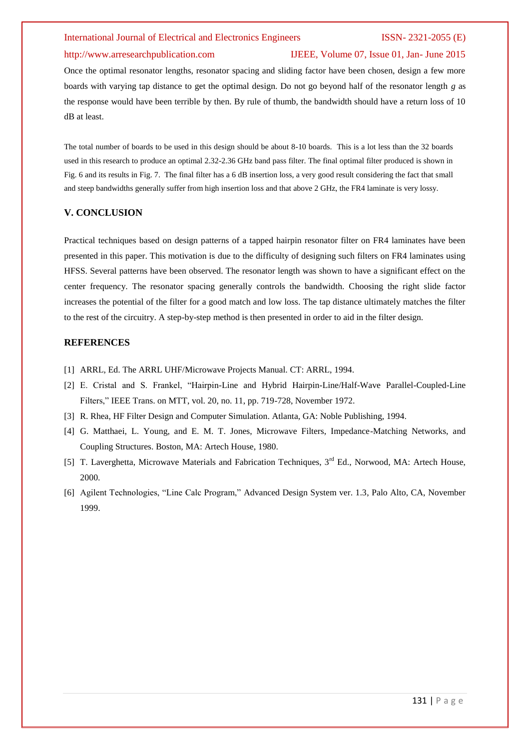Once the optimal resonator lengths, resonator spacing and sliding factor have been chosen, design a few more boards with varying tap distance to get the optimal design. Do not go beyond half of the resonator length *g* as the response would have been terrible by then. By rule of thumb, the bandwidth should have a return loss of 10 dB at least.

The total number of boards to be used in this design should be about 8-10 boards. This is a lot less than the 32 boards used in this research to produce an optimal 2.32-2.36 GHz band pass filter. The final optimal filter produced is shown in Fig. 6 and its results in Fig. 7. The final filter has a 6 dB insertion loss, a very good result considering the fact that small and steep bandwidths generally suffer from high insertion loss and that above 2 GHz, the FR4 laminate is very lossy.

## V. CONCLUSION

Practical techniques based on design patterns of a tapped hairpin resonator filter on FR4 laminates have been presented in this paper. This motivation is due to the difficulty of designing such filters on FR4 laminates using HFSS. Several patterns have been observed. The resonator length was shown to have a significant effect on the center frequency. The resonator spacing generally controls the bandwidth. Choosing the right slide factor increases the potential of the filter for a good match and low loss. The tap distance ultimately matches the filter to the rest of the circuitry. A step-by-step method is then presented in order to aid in the filter design.

## REFERENCES

[1] ARRL, Ed. The ARRL UHF/Microwave Projects Manual. CT: ARRL, 1994.

[2] E. Cristal and S. Frankel, "Hairpin-Line and Hybrid Hairpin-Line/Half-Wave Parallel-Coupled-Line Filters," IEEE Trans. on MTT, vol. 20, no. 11, pp. 719-728, November 1972.

[3] R. Rhea, HF Filter Design and Computer Simulation. Atlanta, GA: Noble Publishing, 1994.

[4] G. Matthaei, L. Young, and E. M. T. Jones, Microwave Filters, Impedance-Matching Networks, and Coupling Structures. Boston, MA: Artech House, 1980.

[5] T. Laverghetta, Microwave Materials and Fabrication Techniques, 3rd Ed., Norwood, MA: Artech House, 2000.

[6] Agilent Technologies, "Line Calc Program," Advanced Design System ver. 1.3, Palo Alto, CA, November 1999.